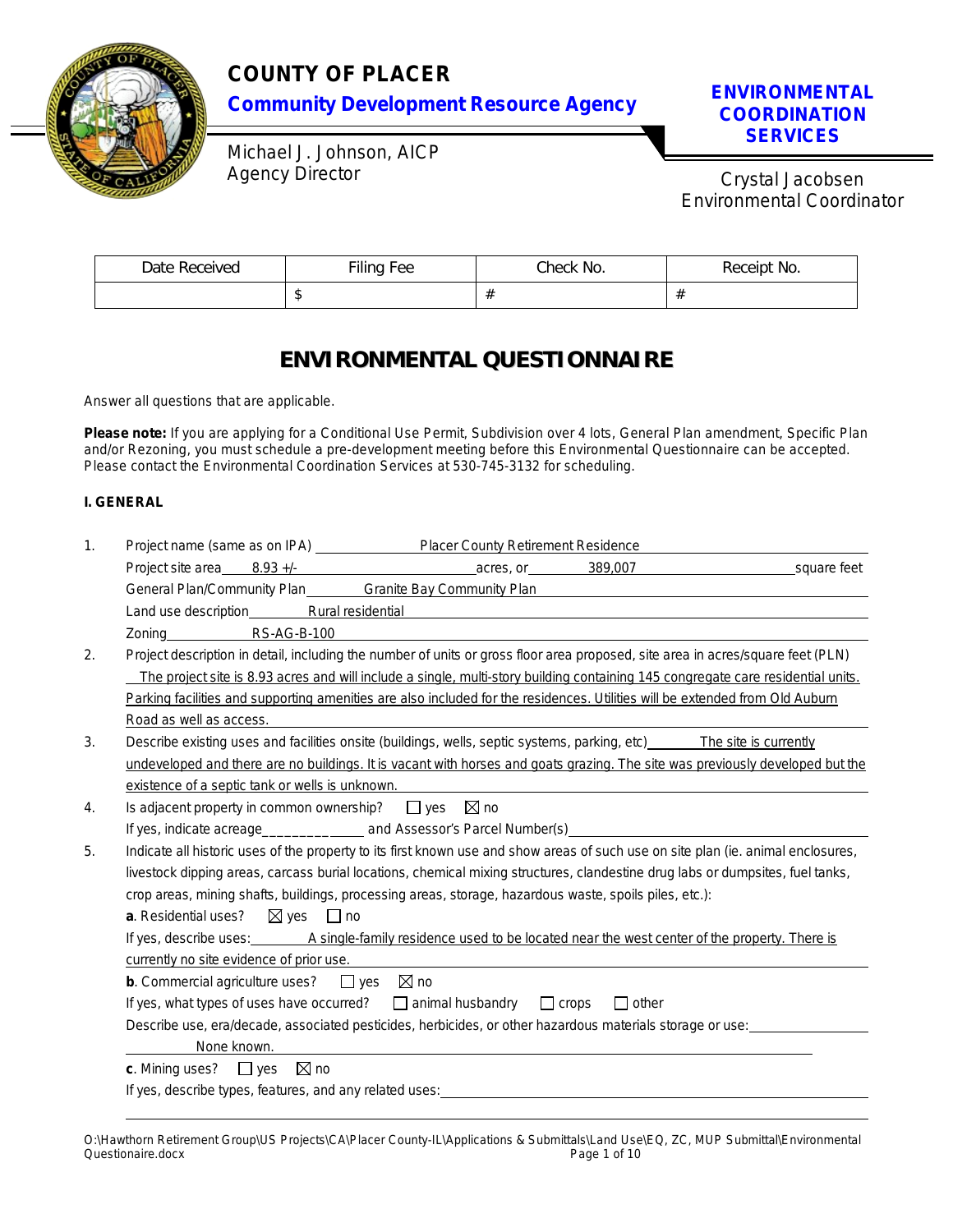# COUNTY OF PLACER

**Community Development Resource Agency**

Michael J. Johnson, AICP
Agency Director

**ENVIRONMENTAL COORDINATION SERVICES**

Crystal Jacobsen
Environmental Coordinator

| Date Received | Filing Fee | Check No. | Receipt No. |
|---|---|---|---|
| | $ | # | # |

## ENVIRONMENTAL QUESTIONNAIRE

Answer all questions that are applicable.

**Please note:** If you are applying for a Conditional Use Permit, Subdivision over 4 lots, General Plan amendment, Specific Plan and/or Rezoning, you must schedule a pre-development meeting before this Environmental Questionnaire can be accepted. Please contact the Environmental Coordination Services at 530-745-3132 for scheduling.

### I. GENERAL

1. Project name (same as on IPA) Placer County Retirement Residence
   Project site area 8.93 +/- acres, or 389,007 square feet
   General Plan/Community Plan Granite Bay Community Plan
   Land use description Rural residential
   Zoning RS-AG-B-100

2. Project description in detail, including the number of units or gross floor area proposed, site area in acres/square feet (PLN) The project site is 8.93 acres and will include a single, multi-story building containing 145 congregate care residential units. Parking facilities and supporting amenities are also included for the residences. Utilities will be extended from Old Auburn Road as well as access.

3. Describe existing uses and facilities onsite (buildings, wells, septic systems, parking, etc) The site is currently undeveloped and there are no buildings. It is vacant with horses and goats grazing. The site was previously developed but the existence of a septic tank or wells is unknown.

4. Is adjacent property in common ownership? ☐ yes ☒ no
   If yes, indicate acreage______________ and Assessor's Parcel Number(s)

5. Indicate all historic uses of the property to its first known use and show areas of such use on site plan (ie. animal enclosures, livestock dipping areas, carcass burial locations, chemical mixing structures, clandestine drug labs or dumpsites, fuel tanks, crop areas, mining shafts, buildings, processing areas, storage, hazardous waste, spoils piles, etc.):

   **a**. Residential uses? ☒ yes ☐ no
   If yes, describe uses: A single-family residence used to be located near the west center of the property. There is currently no site evidence of prior use.

   **b**. Commercial agriculture uses? ☐ yes ☒ no
   If yes, what types of uses have occurred? ☐ animal husbandry ☐ crops ☐ other
   Describe use, era/decade, associated pesticides, herbicides, or other hazardous materials storage or use: None known.

   **c**. Mining uses? ☐ yes ☒ no
   If yes, describe types, features, and any related uses: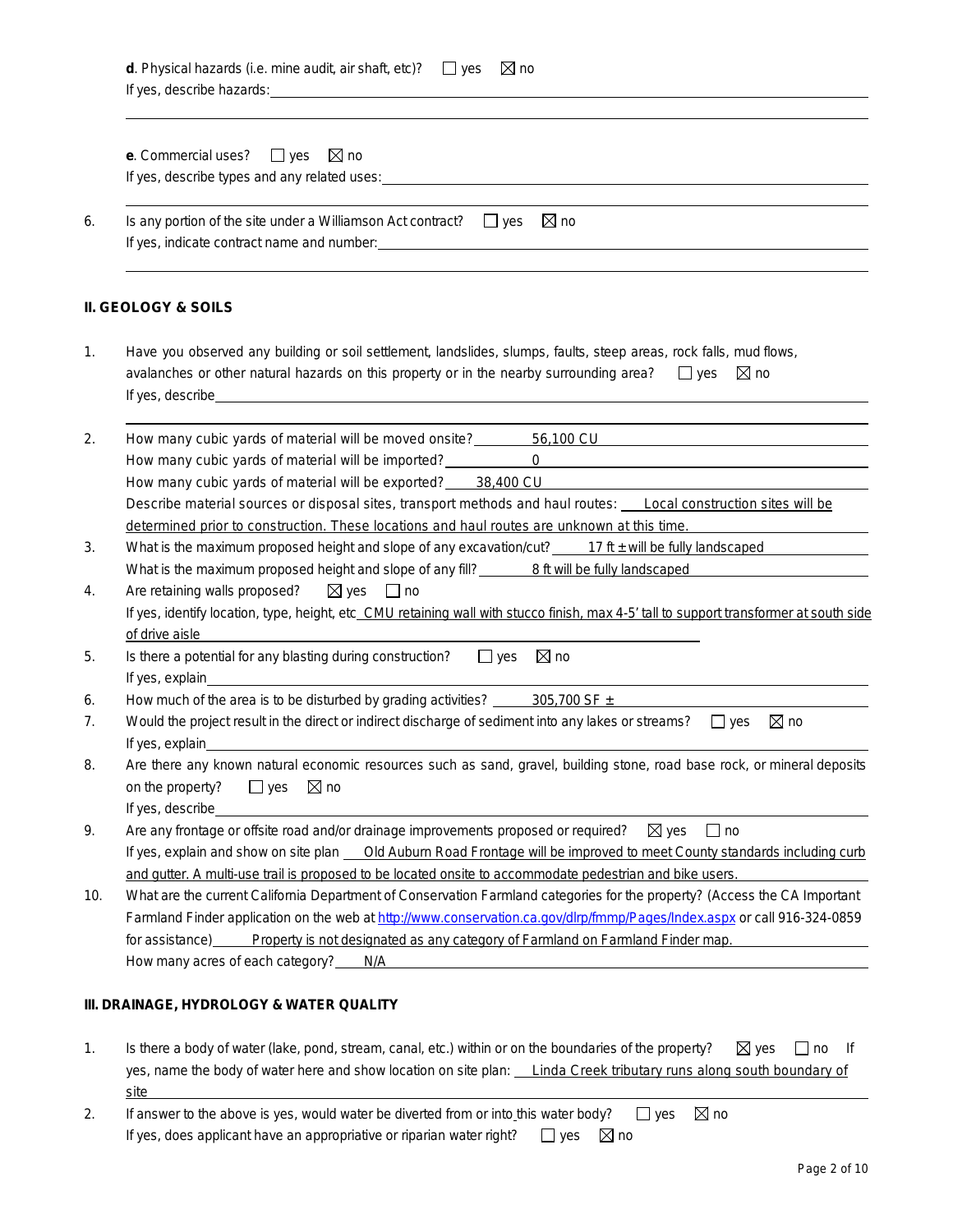**d**. Physical hazards (i.e. mine audit, air shaft, etc)? ☐ yes ☒ no

If yes, describe hazards:

**e**. Commercial uses? ☐ yes ☒ no

If yes, describe types and any related uses:

6. Is any portion of the site under a Williamson Act contract? ☐ yes ☒ no

   If yes, indicate contract name and number:

## II. GEOLOGY & SOILS

1. Have you observed any building or soil settlement, landslides, slumps, faults, steep areas, rock falls, mud flows, avalanches or other natural hazards on this property or in the nearby surrounding area? ☐ yes ☒ no

   If yes, describe

2. How many cubic yards of material will be moved onsite? 56,100 CU

   How many cubic yards of material will be imported? 0

   How many cubic yards of material will be exported? 38,400 CU

   Describe material sources or disposal sites, transport methods and haul routes: Local construction sites will be determined prior to construction. These locations and haul routes are unknown at this time.

3. What is the maximum proposed height and slope of any excavation/cut? 17 ft ± will be fully landscaped

   What is the maximum proposed height and slope of any fill? 8 ft will be fully landscaped

4. Are retaining walls proposed? ☒ yes ☐ no

   If yes, identify location, type, height, etc CMU retaining wall with stucco finish, max 4-5' tall to support transformer at south side of drive aisle

5. Is there a potential for any blasting during construction? ☐ yes ☒ no

   If yes, explain

6. How much of the area is to be disturbed by grading activities? 305,700 SF ±

7. Would the project result in the direct or indirect discharge of sediment into any lakes or streams? ☐ yes ☒ no

   If yes, explain

8. Are there any known natural economic resources such as sand, gravel, building stone, road base rock, or mineral deposits on the property? ☐ yes ☒ no

   If yes, describe

9. Are any frontage or offsite road and/or drainage improvements proposed or required? ☒ yes ☐ no

   If yes, explain and show on site plan Old Auburn Road Frontage will be improved to meet County standards including curb and gutter. A multi-use trail is proposed to be located onsite to accommodate pedestrian and bike users.

10. What are the current California Department of Conservation Farmland categories for the property? (Access the CA Important Farmland Finder application on the web at http://www.conservation.ca.gov/dlrp/fmmp/Pages/Index.aspx or call 916-324-0859 for assistance) Property is not designated as any category of Farmland on Farmland Finder map.

    How many acres of each category? N/A

## III. DRAINAGE, HYDROLOGY & WATER QUALITY

1. Is there a body of water (lake, pond, stream, canal, etc.) within or on the boundaries of the property? ☒ yes ☐ no If yes, name the body of water here and show location on site plan: Linda Creek tributary runs along south boundary of site

2. If answer to the above is yes, would water be diverted from or into this water body? ☐ yes ☒ no

   If yes, does applicant have an appropriative or riparian water right? ☐ yes ☒ no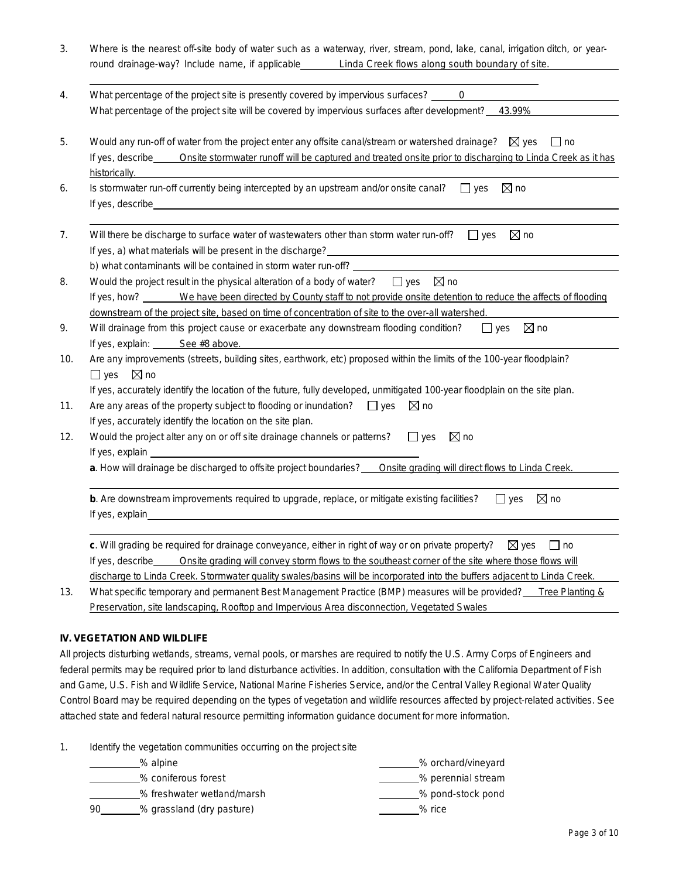3. Where is the nearest off-site body of water such as a waterway, river, stream, pond, lake, canal, irrigation ditch, or year-round drainage-way? Include name, if applicable Linda Creek flows along south boundary of site.

4. What percentage of the project site is presently covered by impervious surfaces? 0
   What percentage of the project site will be covered by impervious surfaces after development? 43.99%

5. Would any run-off of water from the project enter any offsite canal/stream or watershed drainage? ☒ yes ☐ no
   If yes, describe Onsite stormwater runoff will be captured and treated onsite prior to discharging to Linda Creek as it has historically.

6. Is stormwater run-off currently being intercepted by an upstream and/or onsite canal? ☐ yes ☒ no
   If yes, describe

7. Will there be discharge to surface water of wastewaters other than storm water run-off? ☐ yes ☒ no
   If yes, a) what materials will be present in the discharge?
   b) what contaminants will be contained in storm water run-off?

8. Would the project result in the physical alteration of a body of water? ☐ yes ☒ no
   If yes, how? We have been directed by County staff to not provide onsite detention to reduce the affects of flooding downstream of the project site, based on time of concentration of site to the over-all watershed.

9. Will drainage from this project cause or exacerbate any downstream flooding condition? ☐ yes ☒ no
   If yes, explain: See #8 above.

10. Are any improvements (streets, building sites, earthwork, etc) proposed within the limits of the 100-year floodplain?
    ☐ yes ☒ no
    If yes, accurately identify the location of the future, fully developed, unmitigated 100-year floodplain on the site plan.

11. Are any areas of the property subject to flooding or inundation? ☐ yes ☒ no
    If yes, accurately identify the location on the site plan.

12. Would the project alter any on or off site drainage channels or patterns? ☐ yes ☒ no
    If yes, explain

    **a**. How will drainage be discharged to offsite project boundaries? Onsite grading will direct flows to Linda Creek.

    **b**. Are downstream improvements required to upgrade, replace, or mitigate existing facilities? ☐ yes ☒ no
    If yes, explain

    **c**. Will grading be required for drainage conveyance, either in right of way or on private property? ☒ yes ☐ no
    If yes, describe Onsite grading will convey storm flows to the southeast corner of the site where those flows will discharge to Linda Creek. Stormwater quality swales/basins will be incorporated into the buffers adjacent to Linda Creek.

13. What specific temporary and permanent Best Management Practice (BMP) measures will be provided? Tree Planting & Preservation, site landscaping, Rooftop and Impervious Area disconnection, Vegetated Swales

## IV. VEGETATION AND WILDLIFE

All projects disturbing wetlands, streams, vernal pools, or marshes are required to notify the U.S. Army Corps of Engineers and federal permits may be required prior to land disturbance activities. In addition, consultation with the California Department of Fish and Game, U.S. Fish and Wildlife Service, National Marine Fisheries Service, and/or the Central Valley Regional Water Quality Control Board may be required depending on the types of vegetation and wildlife resources affected by project-related activities. See attached state and federal natural resource permitting information guidance document for more information.

1. Identify the vegetation communities occurring on the project site

   ____% alpine
   ____% coniferous forest
   ____% freshwater wetland/marsh
   90% grassland (dry pasture)
   ____% orchard/vineyard
   ____% perennial stream
   ____% pond-stock pond
   ____% rice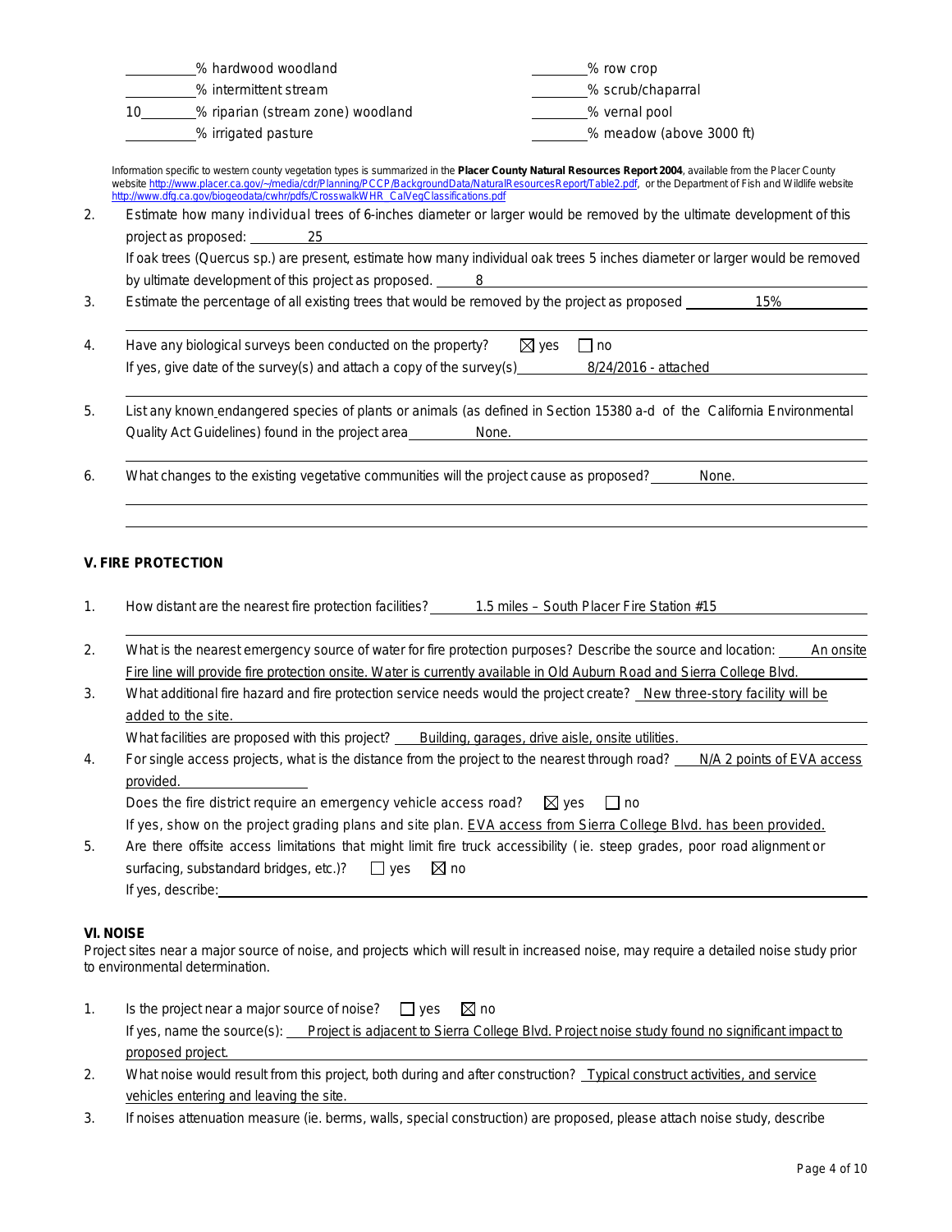______% hardwood woodland

______% intermittent stream

10______% riparian (stream zone) woodland

______% irrigated pasture

______% row crop

______% scrub/chaparral

______% vernal pool

______% meadow (above 3000 ft)

Information specific to western county vegetation types is summarized in the **Placer County Natural Resources Report 2004**, available from the Placer County website http://www.placer.ca.gov/~/media/cdr/Planning/PCCP/BackgroundData/NaturalResourcesReport/Table2.pdf, or the Department of Fish and Wildlife website http://www.dfg.ca.gov/biogeodata/cwhr/pdfs/CrosswalkWHR_CalVegClassifications.pdf

2. Estimate how many individual trees of 6-inches diameter or larger would be removed by the ultimate development of this project as proposed: 25

   If oak trees (Quercus sp.) are present, estimate how many individual oak trees 5 inches diameter or larger would be removed by ultimate development of this project as proposed. 8

3. Estimate the percentage of all existing trees that would be removed by the project as proposed 15%

4. Have any biological surveys been conducted on the property? ☒ yes ☐ no

   If yes, give date of the survey(s) and attach a copy of the survey(s) 8/24/2016 - attached

5. List any known endangered species of plants or animals (as defined in Section 15380 a-d of the California Environmental Quality Act Guidelines) found in the project area None.

6. What changes to the existing vegetative communities will the project cause as proposed? None.

## V. FIRE PROTECTION

1. How distant are the nearest fire protection facilities? 1.5 miles – South Placer Fire Station #15

2. What is the nearest emergency source of water for fire protection purposes? Describe the source and location: An onsite Fire line will provide fire protection onsite. Water is currently available in Old Auburn Road and Sierra College Blvd.

3. What additional fire hazard and fire protection service needs would the project create? New three-story facility will be added to the site.

   What facilities are proposed with this project? Building, garages, drive aisle, onsite utilities.

4. For single access projects, what is the distance from the project to the nearest through road? N/A 2 points of EVA access provided.

   Does the fire district require an emergency vehicle access road? ☒ yes ☐ no

   If yes, show on the project grading plans and site plan. EVA access from Sierra College Blvd. has been provided.

5. Are there offsite access limitations that might limit fire truck accessibility (ie. steep grades, poor road alignment or surfacing, substandard bridges, etc.)? ☐ yes ☒ no

   If yes, describe:

## VI. NOISE

Project sites near a major source of noise, and projects which will result in increased noise, may require a detailed noise study prior to environmental determination.

1. Is the project near a major source of noise? ☐ yes ☒ no

   If yes, name the source(s): Project is adjacent to Sierra College Blvd. Project noise study found no significant impact to proposed project.

2. What noise would result from this project, both during and after construction? Typical construct activities, and service vehicles entering and leaving the site.

3. If noises attenuation measure (ie. berms, walls, special construction) are proposed, please attach noise study, describe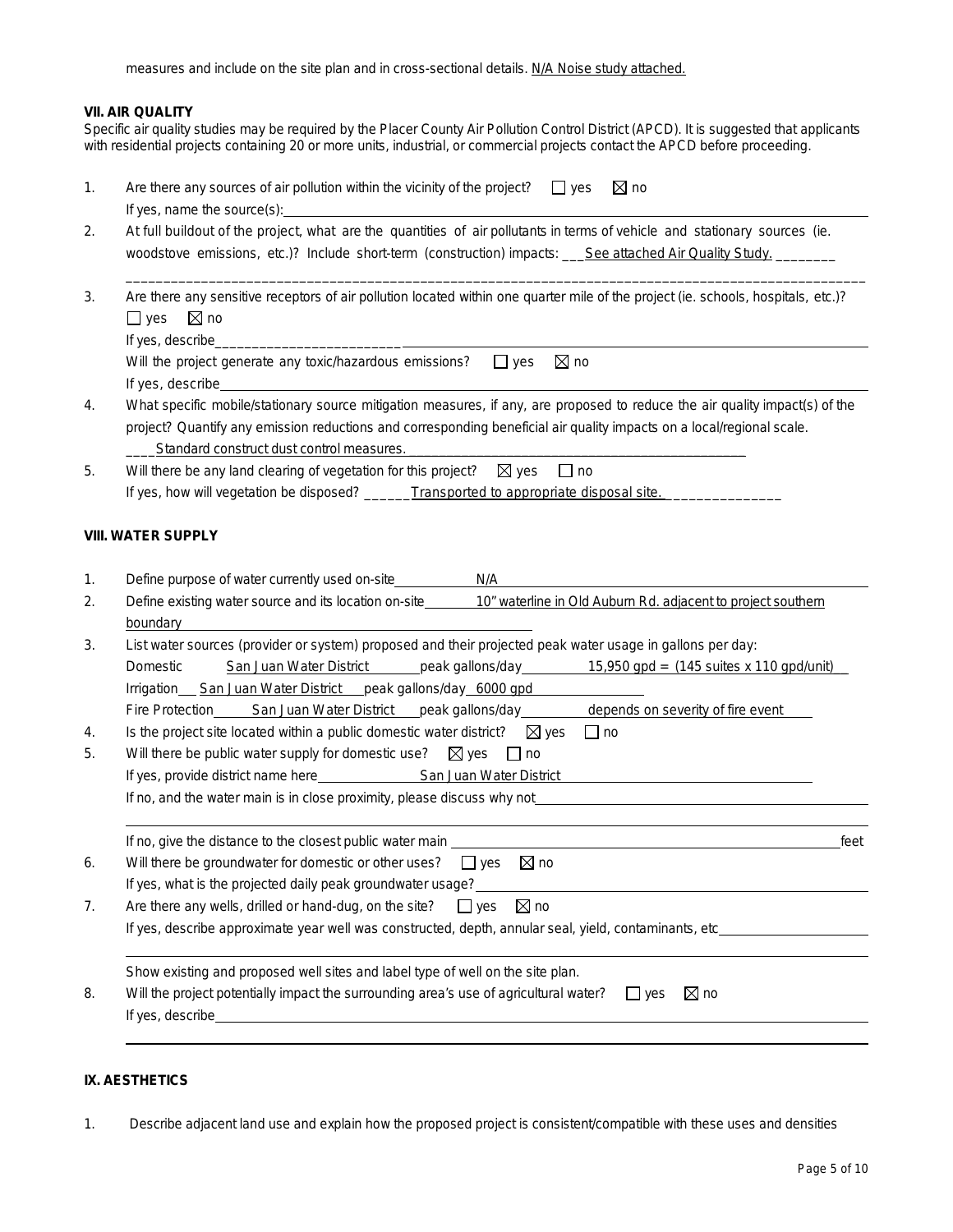measures and include on the site plan and in cross-sectional details. N/A Noise study attached.

### VII. AIR QUALITY

Specific air quality studies may be required by the Placer County Air Pollution Control District (APCD). It is suggested that applicants with residential projects containing 20 or more units, industrial, or commercial projects contact the APCD before proceeding.

1. Are there any sources of air pollution within the vicinity of the project? ☐ yes ☒ no
   If yes, name the source(s): \_\_\_\_\_\_\_\_\_\_
2. At full buildout of the project, what are the quantities of air pollutants in terms of vehicle and stationary sources (ie. woodstove emissions, etc.)? Include short-term (construction) impacts: See attached Air Quality Study.
3. Are there any sensitive receptors of air pollution located within one quarter mile of the project (ie. schools, hospitals, etc.)?
   ☐ yes ☒ no
   If yes, describe \_\_\_\_\_\_\_\_\_\_
   Will the project generate any toxic/hazardous emissions? ☐ yes ☒ no
   If yes, describe \_\_\_\_\_\_\_\_\_\_
4. What specific mobile/stationary source mitigation measures, if any, are proposed to reduce the air quality impact(s) of the project? Quantify any emission reductions and corresponding beneficial air quality impacts on a local/regional scale.
   Standard construct dust control measures.
5. Will there be any land clearing of vegetation for this project? ☒ yes ☐ no
   If yes, how will vegetation be disposed? Transported to appropriate disposal site.

### VIII. WATER SUPPLY

1. Define purpose of water currently used on-site N/A
2. Define existing water source and its location on-site 10" waterline in Old Auburn Rd. adjacent to project southern boundary
3. List water sources (provider or system) proposed and their projected peak water usage in gallons per day:
   Domestic San Juan Water District peak gallons/day 15,950 gpd = (145 suites x 110 gpd/unit)
   Irrigation San Juan Water District peak gallons/day 6000 gpd
   Fire Protection San Juan Water District peak gallons/day depends on severity of fire event
4. Is the project site located within a public domestic water district? ☒ yes ☐ no
5. Will there be public water supply for domestic use? ☒ yes ☐ no
   If yes, provide district name here San Juan Water District
   If no, and the water main is in close proximity, please discuss why not \_\_\_\_\_\_\_\_\_\_
   If no, give the distance to the closest public water main \_\_\_\_\_\_\_\_\_\_ feet
6. Will there be groundwater for domestic or other uses? ☐ yes ☒ no
   If yes, what is the projected daily peak groundwater usage? \_\_\_\_\_\_\_\_\_\_
7. Are there any wells, drilled or hand-dug, on the site? ☐ yes ☒ no
   If yes, describe approximate year well was constructed, depth, annular seal, yield, contaminants, etc \_\_\_\_\_\_\_\_\_\_
   Show existing and proposed well sites and label type of well on the site plan.
8. Will the project potentially impact the surrounding area's use of agricultural water? ☐ yes ☒ no
   If yes, describe \_\_\_\_\_\_\_\_\_\_

### IX. AESTHETICS

1. Describe adjacent land use and explain how the proposed project is consistent/compatible with these uses and densities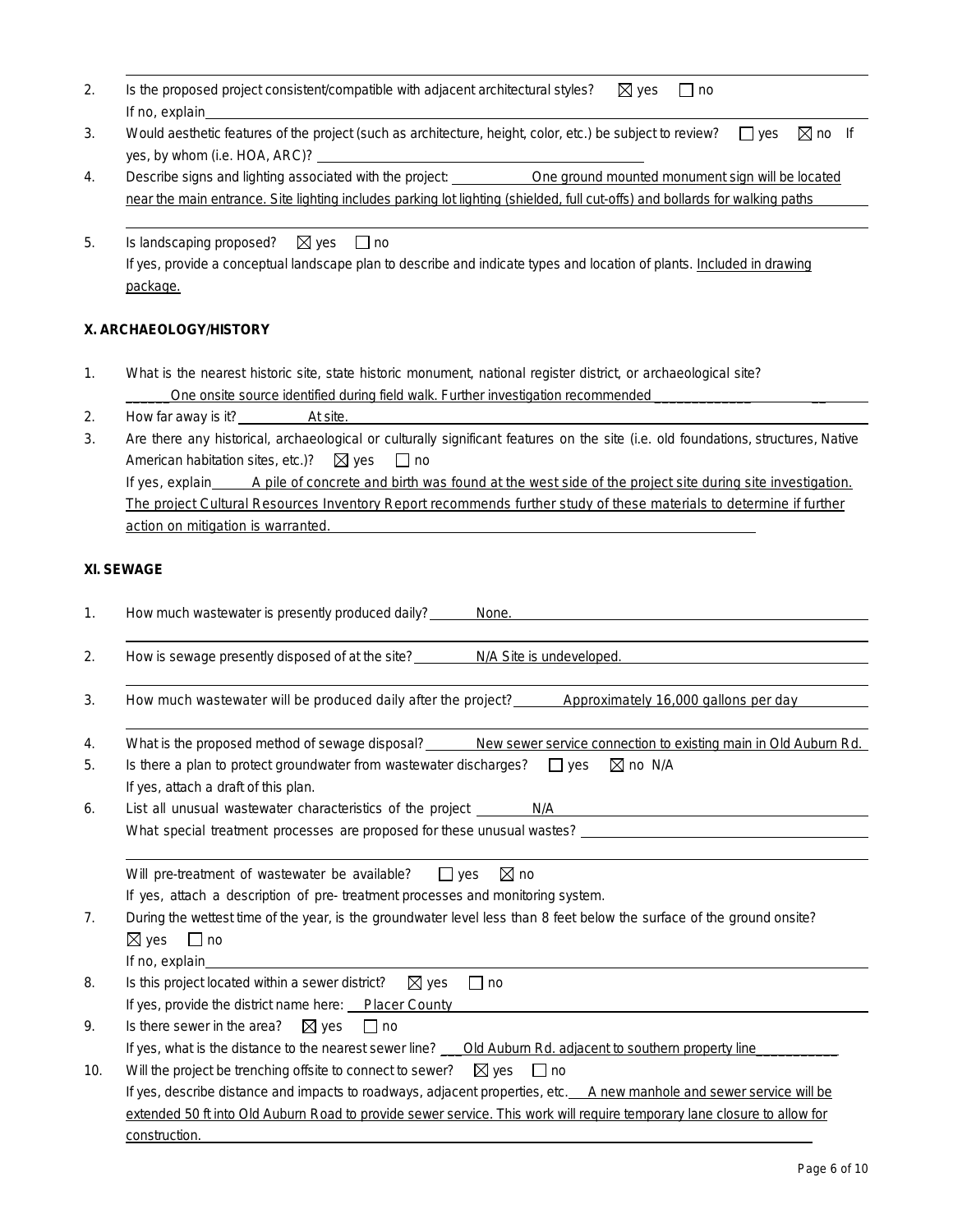2. Is the proposed project consistent/compatible with adjacent architectural styles? ☒ yes ☐ no
   If no, explain

3. Would aesthetic features of the project (such as architecture, height, color, etc.) be subject to review? ☐ yes ☒ no If yes, by whom (i.e. HOA, ARC)?

4. Describe signs and lighting associated with the project: One ground mounted monument sign will be located near the main entrance. Site lighting includes parking lot lighting (shielded, full cut-offs) and bollards for walking paths

5. Is landscaping proposed? ☒ yes ☐ no
   If yes, provide a conceptual landscape plan to describe and indicate types and location of plants. Included in drawing package.

**X. ARCHAEOLOGY/HISTORY**

1. What is the nearest historic site, state historic monument, national register district, or archaeological site?
   One onsite source identified during field walk. Further investigation recommended

2. How far away is it? At site.

3. Are there any historical, archaeological or culturally significant features on the site (i.e. old foundations, structures, Native American habitation sites, etc.)? ☒ yes ☐ no
   If yes, explain A pile of concrete and birth was found at the west side of the project site during site investigation. The project Cultural Resources Inventory Report recommends further study of these materials to determine if further action on mitigation is warranted.

**XI. SEWAGE**

1. How much wastewater is presently produced daily? None.

2. How is sewage presently disposed of at the site? N/A Site is undeveloped.

3. How much wastewater will be produced daily after the project? Approximately 16,000 gallons per day

4. What is the proposed method of sewage disposal? New sewer service connection to existing main in Old Auburn Rd.

5. Is there a plan to protect groundwater from wastewater discharges? ☐ yes ☒ no N/A
   If yes, attach a draft of this plan.

6. List all unusual wastewater characteristics of the project N/A
   What special treatment processes are proposed for these unusual wastes?

   Will pre-treatment of wastewater be available? ☐ yes ☒ no
   If yes, attach a description of pre- treatment processes and monitoring system.

7. During the wettest time of the year, is the groundwater level less than 8 feet below the surface of the ground onsite?
   ☒ yes ☐ no
   If no, explain

8. Is this project located within a sewer district? ☒ yes ☐ no
   If yes, provide the district name here: Placer County

9. Is there sewer in the area? ☒ yes ☐ no
   If yes, what is the distance to the nearest sewer line? Old Auburn Rd. adjacent to southern property line

10. Will the project be trenching offsite to connect to sewer? ☒ yes ☐ no
    If yes, describe distance and impacts to roadways, adjacent properties, etc. A new manhole and sewer service will be extended 50 ft into Old Auburn Road to provide sewer service. This work will require temporary lane closure to allow for construction.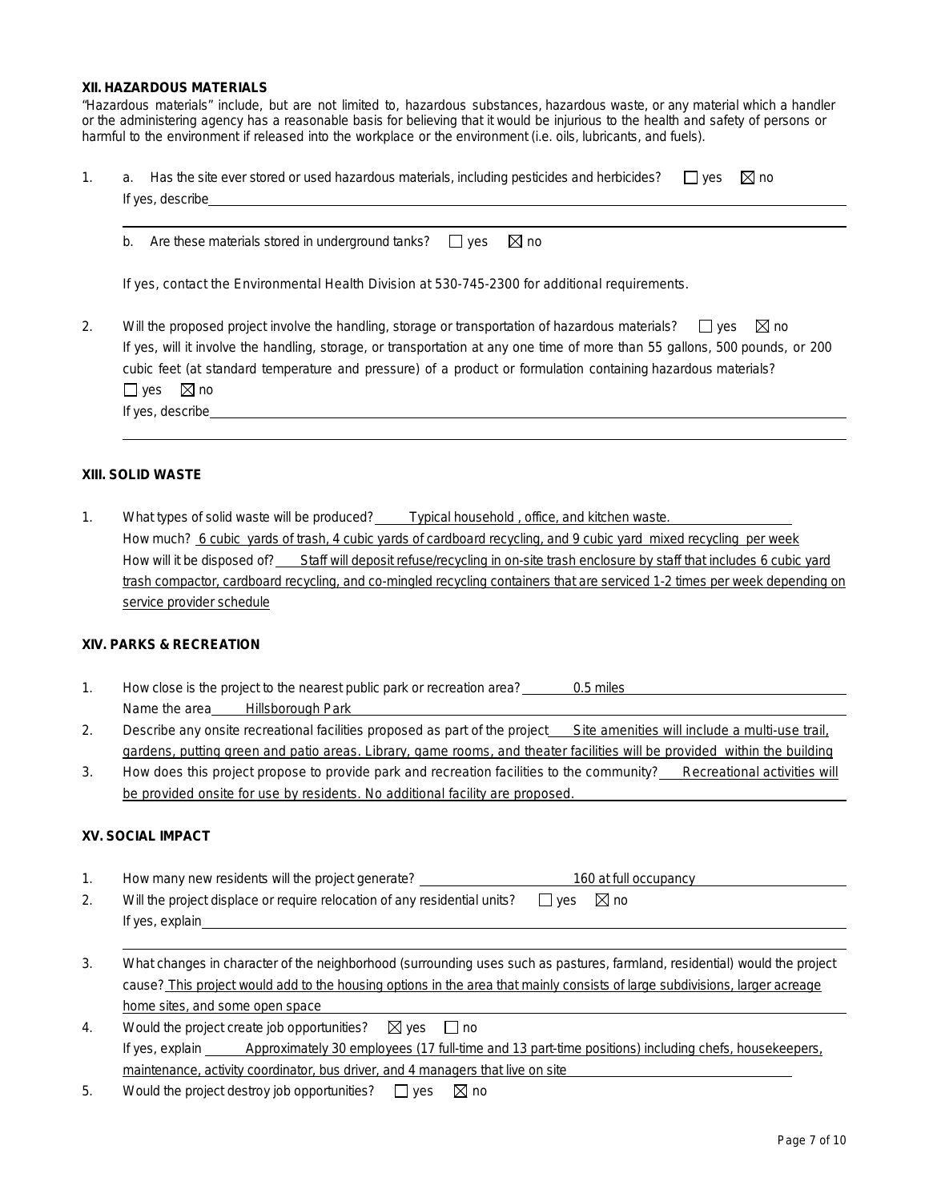### XII. HAZARDOUS MATERIALS

"Hazardous materials" include, but are not limited to, hazardous substances, hazardous waste, or any material which a handler or the administering agency has a reasonable basis for believing that it would be injurious to the health and safety of persons or harmful to the environment if released into the workplace or the environment (i.e. oils, lubricants, and fuels).

1. a. Has the site ever stored or used hazardous materials, including pesticides and herbicides? ☐ yes ☒ no

   If yes, describe

   b. Are these materials stored in underground tanks? ☐ yes ☒ no

   If yes, contact the Environmental Health Division at 530-745-2300 for additional requirements.

2. Will the proposed project involve the handling, storage or transportation of hazardous materials? ☐ yes ☒ no

   If yes, will it involve the handling, storage, or transportation at any one time of more than 55 gallons, 500 pounds, or 200 cubic feet (at standard temperature and pressure) of a product or formulation containing hazardous materials?

   ☐ yes ☒ no

   If yes, describe

### XIII. SOLID WASTE

1. What types of solid waste will be produced? Typical household , office, and kitchen waste.

   How much? 6 cubic yards of trash, 4 cubic yards of cardboard recycling, and 9 cubic yard mixed recycling per week

   How will it be disposed of? Staff will deposit refuse/recycling in on-site trash enclosure by staff that includes 6 cubic yard trash compactor, cardboard recycling, and co-mingled recycling containers that are serviced 1-2 times per week depending on service provider schedule

### XIV. PARKS & RECREATION

1. How close is the project to the nearest public park or recreation area? 0.5 miles

   Name the area Hillsborough Park

2. Describe any onsite recreational facilities proposed as part of the project Site amenities will include a multi-use trail, gardens, putting green and patio areas. Library, game rooms, and theater facilities will be provided within the building

3. How does this project propose to provide park and recreation facilities to the community? Recreational activities will be provided onsite for use by residents. No additional facility are proposed.

### XV. SOCIAL IMPACT

1. How many new residents will the project generate? 160 at full occupancy

2. Will the project displace or require relocation of any residential units? ☐ yes ☒ no

   If yes, explain

3. What changes in character of the neighborhood (surrounding uses such as pastures, farmland, residential) would the project cause? This project would add to the housing options in the area that mainly consists of large subdivisions, larger acreage home sites, and some open space

4. Would the project create job opportunities? ☒ yes ☐ no

   If yes, explain Approximately 30 employees (17 full-time and 13 part-time positions) including chefs, housekeepers, maintenance, activity coordinator, bus driver, and 4 managers that live on site

5. Would the project destroy job opportunities? ☐ yes ☒ no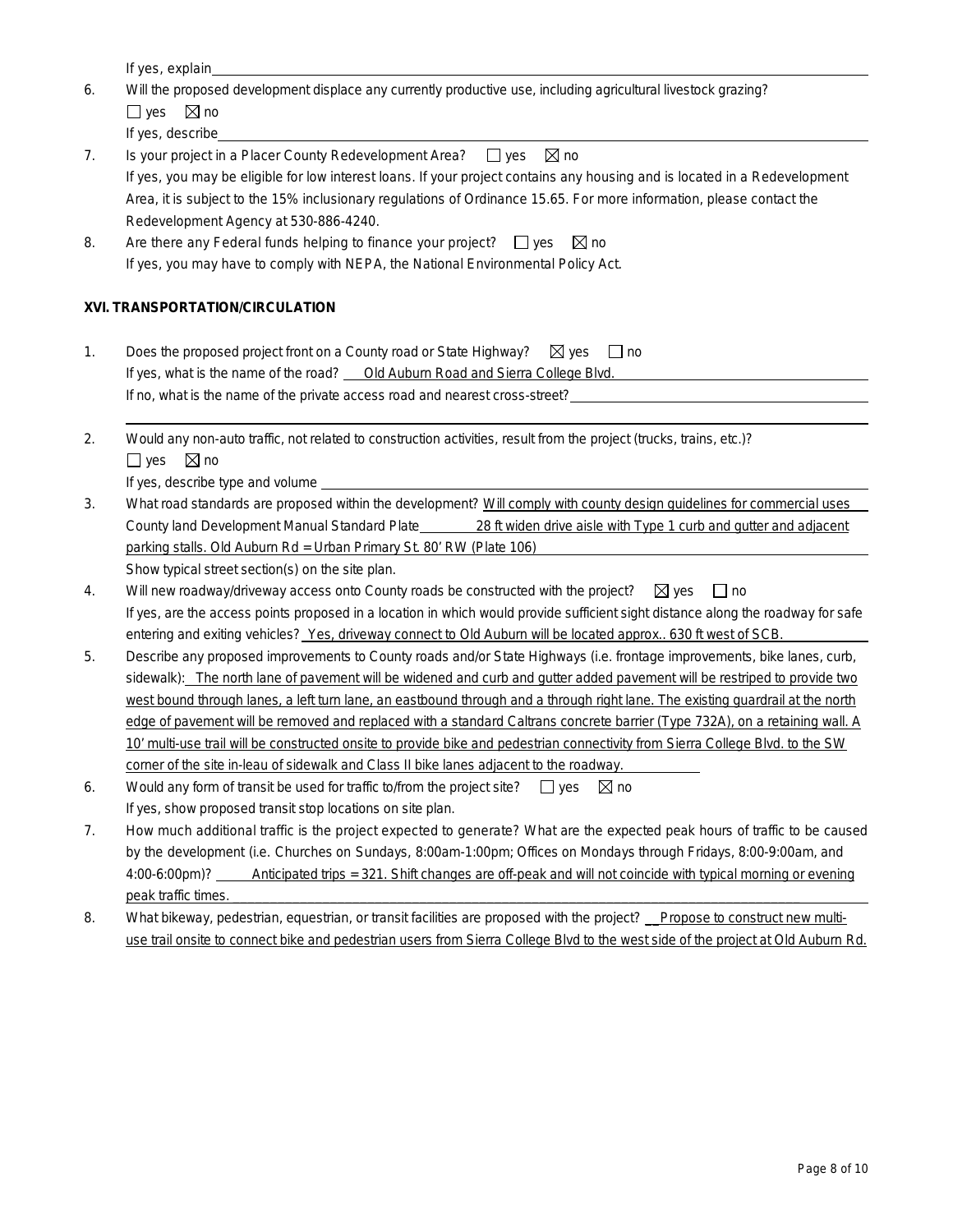If yes, explain

6. Will the proposed development displace any currently productive use, including agricultural livestock grazing?
   ☐ yes ☒ no
   If yes, describe
7. Is your project in a Placer County Redevelopment Area? ☐ yes ☒ no
   If yes, you may be eligible for low interest loans. If your project contains any housing and is located in a Redevelopment Area, it is subject to the 15% inclusionary regulations of Ordinance 15.65. For more information, please contact the Redevelopment Agency at 530-886-4240.
8. Are there any Federal funds helping to finance your project? ☐ yes ☒ no
   If yes, you may have to comply with NEPA, the National Environmental Policy Act.

## XVI. TRANSPORTATION/CIRCULATION

1. Does the proposed project front on a County road or State Highway? ☒ yes ☐ no
   If yes, what is the name of the road? Old Auburn Road and Sierra College Blvd.
   If no, what is the name of the private access road and nearest cross-street?
2. Would any non-auto traffic, not related to construction activities, result from the project (trucks, trains, etc.)?
   ☐ yes ☒ no
   If yes, describe type and volume
3. What road standards are proposed within the development? Will comply with county design guidelines for commercial uses County land Development Manual Standard Plate 28 ft widen drive aisle with Type 1 curb and gutter and adjacent parking stalls. Old Auburn Rd = Urban Primary St. 80' RW (Plate 106)
   Show typical street section(s) on the site plan.
4. Will new roadway/driveway access onto County roads be constructed with the project? ☒ yes ☐ no
   If yes, are the access points proposed in a location in which would provide sufficient sight distance along the roadway for safe entering and exiting vehicles? Yes, driveway connect to Old Auburn will be located approx.. 630 ft west of SCB.
5. Describe any proposed improvements to County roads and/or State Highways (i.e. frontage improvements, bike lanes, curb, sidewalk): The north lane of pavement will be widened and curb and gutter added pavement will be restriped to provide two west bound through lanes, a left turn lane, an eastbound through and a through right lane. The existing guardrail at the north edge of pavement will be removed and replaced with a standard Caltrans concrete barrier (Type 732A), on a retaining wall. A 10' multi-use trail will be constructed onsite to provide bike and pedestrian connectivity from Sierra College Blvd. to the SW corner of the site in-leau of sidewalk and Class II bike lanes adjacent to the roadway.
6. Would any form of transit be used for traffic to/from the project site? ☐ yes ☒ no
   If yes, show proposed transit stop locations on site plan.
7. How much additional traffic is the project expected to generate? What are the expected peak hours of traffic to be caused by the development (i.e. Churches on Sundays, 8:00am-1:00pm; Offices on Mondays through Fridays, 8:00-9:00am, and 4:00-6:00pm)? Anticipated trips = 321. Shift changes are off-peak and will not coincide with typical morning or evening peak traffic times.
8. What bikeway, pedestrian, equestrian, or transit facilities are proposed with the project? Propose to construct new multi-use trail onsite to connect bike and pedestrian users from Sierra College Blvd to the west side of the project at Old Auburn Rd.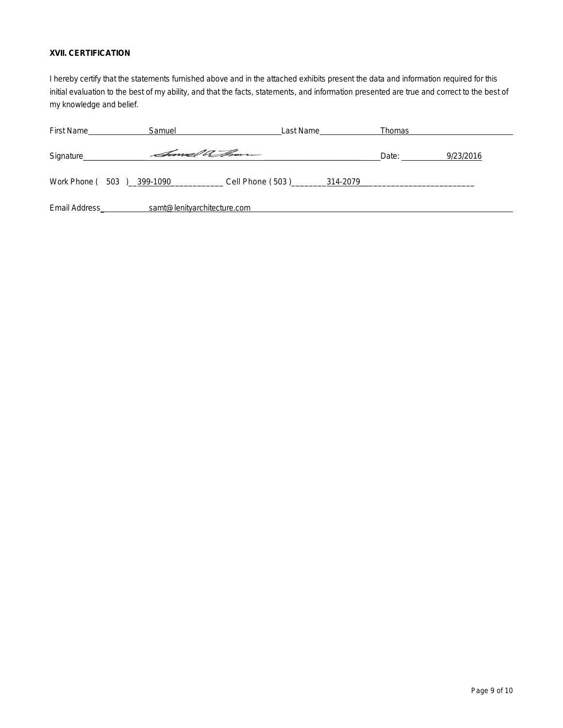**XVII. CERTIFICATION**

I hereby certify that the statements furnished above and in the attached exhibits present the data and information required for this initial evaluation to the best of my ability, and that the facts, statements, and information presented are true and correct to the best of my knowledge and belief.

First Name Samuel Last Name Thomas

Signature [signature] Date: 9/23/2016

Work Phone ( 503 ) 399-1090 Cell Phone ( 503 ) 314-2079

Email Address samt@lenityarchitecture.com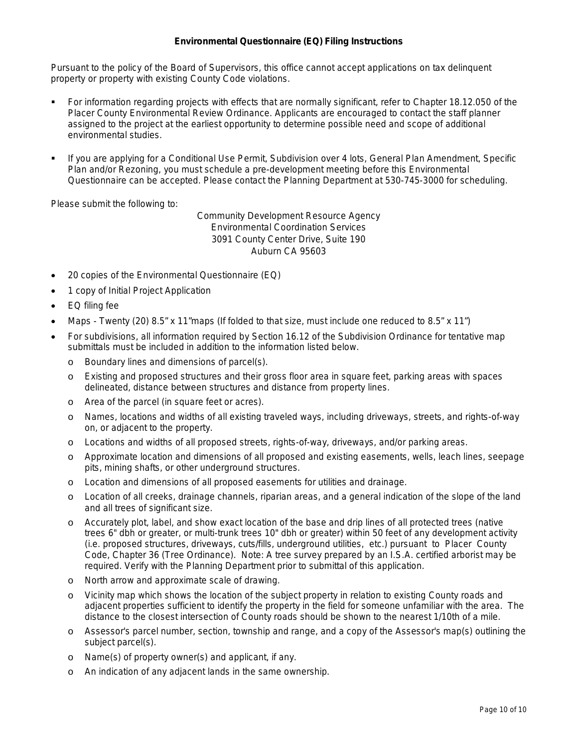**Environmental Questionnaire (EQ) Filing Instructions**

Pursuant to the policy of the Board of Supervisors, this office cannot accept applications on tax delinquent property or property with existing County Code violations.

- For information regarding projects with effects that are normally significant, refer to Chapter 18.12.050 of the Placer County Environmental Review Ordinance. Applicants are encouraged to contact the staff planner assigned to the project at the earliest opportunity to determine possible need and scope of additional environmental studies.
- If you are applying for a Conditional Use Permit, Subdivision over 4 lots, General Plan Amendment, Specific Plan and/or Rezoning, you must schedule a pre-development meeting before this Environmental Questionnaire can be accepted. Please contact the Planning Department at 530-745-3000 for scheduling.

Please submit the following to:

Community Development Resource Agency
Environmental Coordination Services
3091 County Center Drive, Suite 190
Auburn CA 95603

- 20 copies of the Environmental Questionnaire (EQ)
- 1 copy of Initial Project Application
- EQ filing fee
- Maps - Twenty (20) 8.5" x 11"maps (If folded to that size, must include one reduced to 8.5" x 11")
- For subdivisions, all information required by Section 16.12 of the Subdivision Ordinance for tentative map submittals must be included in addition to the information listed below.
  - Boundary lines and dimensions of parcel(s).
  - Existing and proposed structures and their gross floor area in square feet, parking areas with spaces delineated, distance between structures and distance from property lines.
  - Area of the parcel (in square feet or acres).
  - Names, locations and widths of all existing traveled ways, including driveways, streets, and rights-of-way on, or adjacent to the property.
  - Locations and widths of all proposed streets, rights-of-way, driveways, and/or parking areas.
  - Approximate location and dimensions of all proposed and existing easements, wells, leach lines, seepage pits, mining shafts, or other underground structures.
  - Location and dimensions of all proposed easements for utilities and drainage.
  - Location of all creeks, drainage channels, riparian areas, and a general indication of the slope of the land and all trees of significant size.
  - Accurately plot, label, and show exact location of the base and drip lines of all protected trees (native trees 6" dbh or greater, or multi-trunk trees 10" dbh or greater) within 50 feet of any development activity (i.e. proposed structures, driveways, cuts/fills, underground utilities, etc.) pursuant to Placer County Code, Chapter 36 (Tree Ordinance). Note: A tree survey prepared by an I.S.A. certified arborist may be required. Verify with the Planning Department prior to submittal of this application.
  - North arrow and approximate scale of drawing.
  - Vicinity map which shows the location of the subject property in relation to existing County roads and adjacent properties sufficient to identify the property in the field for someone unfamiliar with the area. The distance to the closest intersection of County roads should be shown to the nearest 1/10th of a mile.
  - Assessor's parcel number, section, township and range, and a copy of the Assessor's map(s) outlining the subject parcel(s).
  - Name(s) of property owner(s) and applicant, if any.
  - An indication of any adjacent lands in the same ownership.